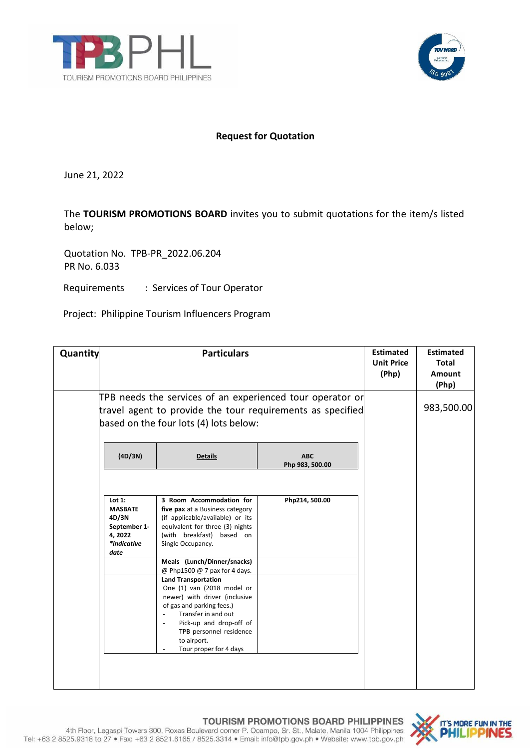**Request for Quotation**

June 21, 2022

The **TOURISM PROMOTIONS BOARD** invites you to submit quotations for the item/s listed below;

Quotation No. TPB-PR_2022.06.204
PR No. 6.033

Requirements : Services of Tour Operator

Project: Philippine Tourism Influencers Program

| Quantity | Particulars | Estimated Unit Price (Php) | Estimated Total Amount (Php) |
|---|---|---|---|
| | TPB needs the services of an experienced tour operator or travel agent to provide the tour requirements as specified based on the four lots (4) lots below: | | 983,500.00 |

| (4D/3N) | Details | ABC Php 983, 500.00 |
|---|---|---|
| **Lot 1: MASBATE 4D/3N September 1-4, 2022** ***indicative date*** | **3 Room Accommodation for five pax** at a Business category (if applicable/available) or its equivalent for three (3) nights (with breakfast) based on Single Occupancy. | **Php214, 500.00** |
| | **Meals (Lunch/Dinner/snacks)** @ Php1500 @ 7 pax for 4 days. | |
| | **Land Transportation** One (1) van (2018 model or newer) with driver (inclusive of gas and parking fees.)<br>- Transfer in and out<br>- Pick-up and drop-off of TPB personnel residence to airport.<br>- Tour proper for 4 days | |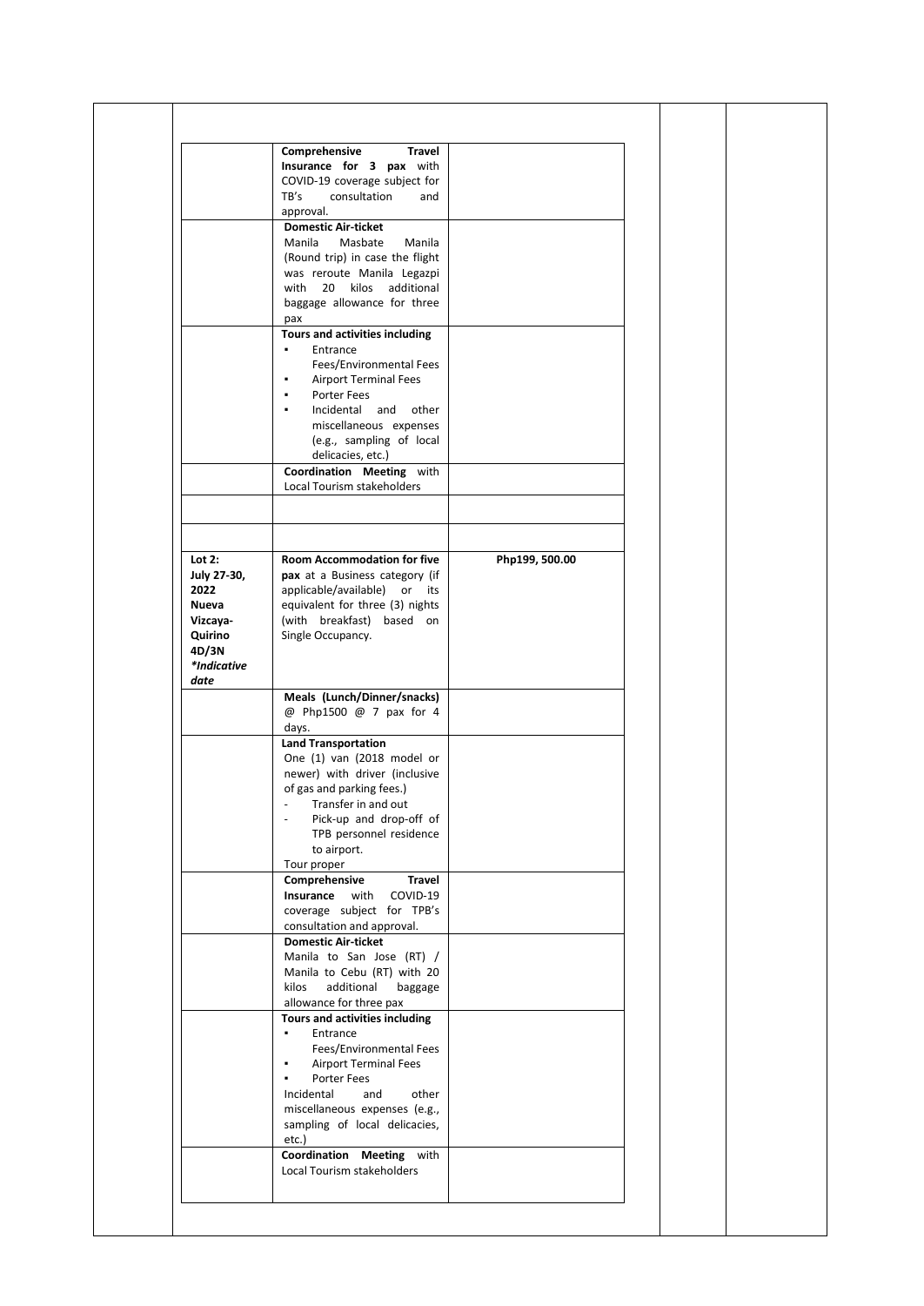| | | |
|---|---|---|
| | **Comprehensive Travel Insurance for 3 pax** with COVID-19 coverage subject for TB's consultation and approval. | |
| | **Domestic Air-ticket**<br>Manila Masbate Manila (Round trip) in case the flight was reroute Manila Legazpi with 20 kilos additional baggage allowance for three pax | |
| | **Tours and activities including**<br>▪ Entrance Fees/Environmental Fees<br>▪ Airport Terminal Fees<br>▪ Porter Fees<br>▪ Incidental and other miscellaneous expenses (e.g., sampling of local delicacies, etc.) | |
| | **Coordination Meeting** with Local Tourism stakeholders | |
| | | |
| | | |
| **Lot 2:**<br>**July 27-30, 2022**<br>**Nueva Vizcaya-Quirino**<br>**4D/3N**<br>***Indicative date*** | **Room Accommodation for five pax** at a Business category (if applicable/available) or its equivalent for three (3) nights (with breakfast) based on Single Occupancy. | **Php199, 500.00** |
| | **Meals (Lunch/Dinner/snacks)** @ Php1500 @ 7 pax for 4 days. | |
| | **Land Transportation**<br>One (1) van (2018 model or newer) with driver (inclusive of gas and parking fees.)<br>- Transfer in and out<br>- Pick-up and drop-off of TPB personnel residence to airport.<br>Tour proper | |
| | **Comprehensive Travel Insurance** with COVID-19 coverage subject for TPB's consultation and approval. | |
| | **Domestic Air-ticket**<br>Manila to San Jose (RT) / Manila to Cebu (RT) with 20 kilos additional baggage allowance for three pax | |
| | **Tours and activities including**<br>▪ Entrance Fees/Environmental Fees<br>▪ Airport Terminal Fees<br>▪ Porter Fees<br>Incidental and other miscellaneous expenses (e.g., sampling of local delicacies, etc.) | |
| | **Coordination Meeting** with Local Tourism stakeholders | |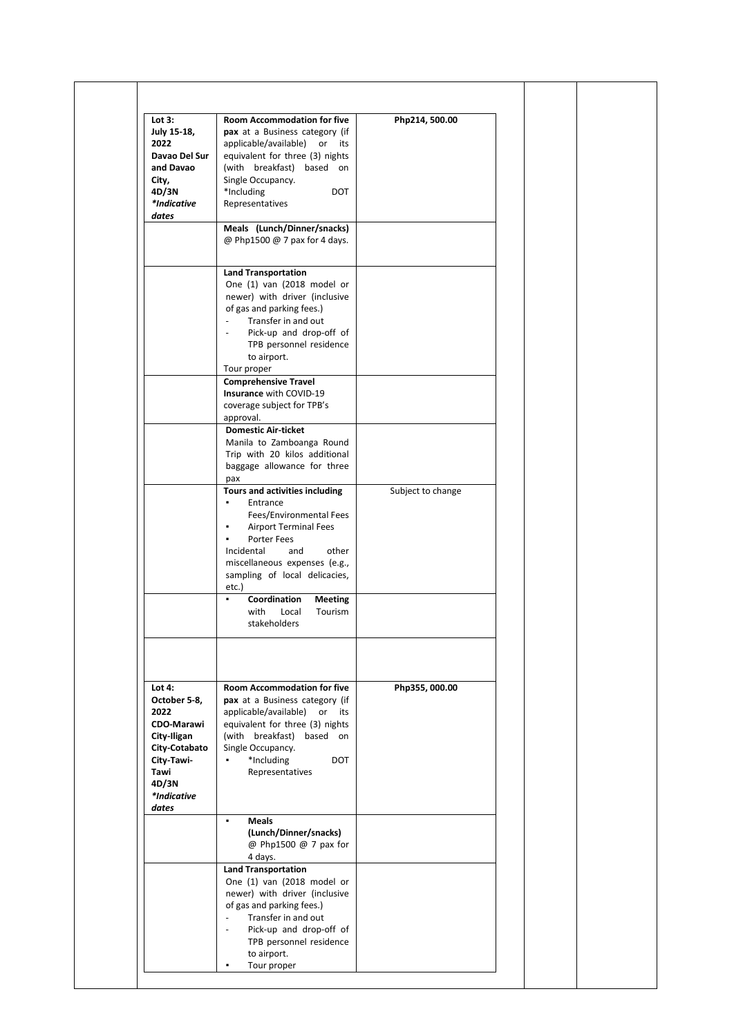| | | | | |
|---|---|---|---|---|
| **Lot 3:** **July 15-18, 2022** **Davao Del Sur and Davao City, 4D/3N** ***Indicative dates*** | **Room Accommodation for five pax** at a Business category (if applicable/available) or its equivalent for three (3) nights (with breakfast) based on Single Occupancy. *Including DOT Representatives | Php214, 500.00 | | |
| | **Meals (Lunch/Dinner/snacks)** @ Php1500 @ 7 pax for 4 days. | | | |
| | **Land Transportation** One (1) van (2018 model or newer) with driver (inclusive of gas and parking fees.)<br>- Transfer in and out<br>- Pick-up and drop-off of TPB personnel residence to airport.<br>Tour proper | | | |
| | **Comprehensive Travel Insurance** with COVID-19 coverage subject for TPB's approval. | | | |
| | **Domestic Air-ticket** Manila to Zamboanga Round Trip with 20 kilos additional baggage allowance for three pax | | | |
| | **Tours and activities including**<br>▪ Entrance Fees/Environmental Fees<br>▪ Airport Terminal Fees<br>▪ Porter Fees<br>Incidental and other miscellaneous expenses (e.g., sampling of local delicacies, etc.) | Subject to change | | |
| | ▪ **Coordination Meeting** with Local Tourism stakeholders | | | |
| | | | | |
| **Lot 4:** **October 5-8, 2022** **CDO-Marawi City-Iligan City-Cotabato City-Tawi-Tawi 4D/3N** ***Indicative dates*** | **Room Accommodation for five pax** at a Business category (if applicable/available) or its equivalent for three (3) nights (with breakfast) based on Single Occupancy.<br>▪ *Including DOT Representatives | Php355, 000.00 | | |
| | ▪ **Meals (Lunch/Dinner/snacks)** @ Php1500 @ 7 pax for 4 days. | | | |
| | **Land Transportation** One (1) van (2018 model or newer) with driver (inclusive of gas and parking fees.)<br>- Transfer in and out<br>- Pick-up and drop-off of TPB personnel residence to airport.<br>▪ Tour proper | | | |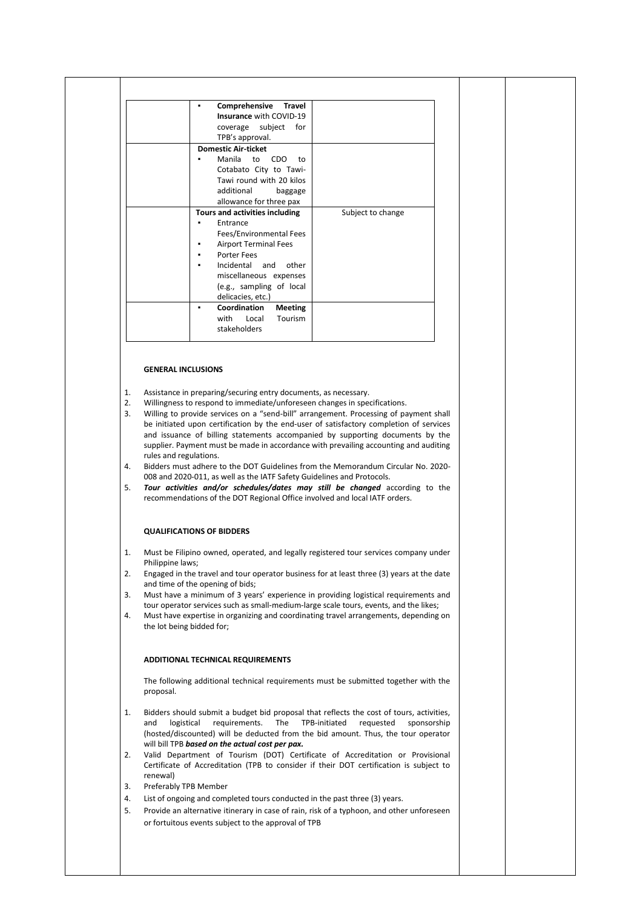| | | |
|---|---|---|
| | ▪ **Comprehensive Travel Insurance** with COVID-19 coverage subject for TPB's approval. | |
| | **Domestic Air-ticket**<br>▪ Manila to CDO to Cotabato City to Tawi-Tawi round with 20 kilos additional baggage allowance for three pax | |
| | **Tours and activities including**<br>▪ Entrance Fees/Environmental Fees<br>▪ Airport Terminal Fees<br>▪ Porter Fees<br>▪ Incidental and other miscellaneous expenses (e.g., sampling of local delicacies, etc.) | Subject to change |
| | ▪ **Coordination Meeting** with Local Tourism stakeholders | |

**GENERAL INCLUSIONS**

1. Assistance in preparing/securing entry documents, as necessary.
2. Willingness to respond to immediate/unforeseen changes in specifications.
3. Willing to provide services on a "send-bill" arrangement. Processing of payment shall be initiated upon certification by the end-user of satisfactory completion of services and issuance of billing statements accompanied by supporting documents by the supplier. Payment must be made in accordance with prevailing accounting and auditing rules and regulations.
4. Bidders must adhere to the DOT Guidelines from the Memorandum Circular No. 2020-008 and 2020-011, as well as the IATF Safety Guidelines and Protocols.
5. ***Tour activities and/or schedules/dates may still be changed*** according to the recommendations of the DOT Regional Office involved and local IATF orders.

**QUALIFICATIONS OF BIDDERS**

1. Must be Filipino owned, operated, and legally registered tour services company under Philippine laws;
2. Engaged in the travel and tour operator business for at least three (3) years at the date and time of the opening of bids;
3. Must have a minimum of 3 years' experience in providing logistical requirements and tour operator services such as small-medium-large scale tours, events, and the likes;
4. Must have expertise in organizing and coordinating travel arrangements, depending on the lot being bidded for;

**ADDITIONAL TECHNICAL REQUIREMENTS**

The following additional technical requirements must be submitted together with the proposal.

1. Bidders should submit a budget bid proposal that reflects the cost of tours, activities, and logistical requirements. The TPB-initiated requested sponsorship (hosted/discounted) will be deducted from the bid amount. Thus, the tour operator will bill TPB ***based on the actual cost per pax.***
2. Valid Department of Tourism (DOT) Certificate of Accreditation or Provisional Certificate of Accreditation (TPB to consider if their DOT certification is subject to renewal)
3. Preferably TPB Member
4. List of ongoing and completed tours conducted in the past three (3) years.
5. Provide an alternative itinerary in case of rain, risk of a typhoon, and other unforeseen or fortuitous events subject to the approval of TPB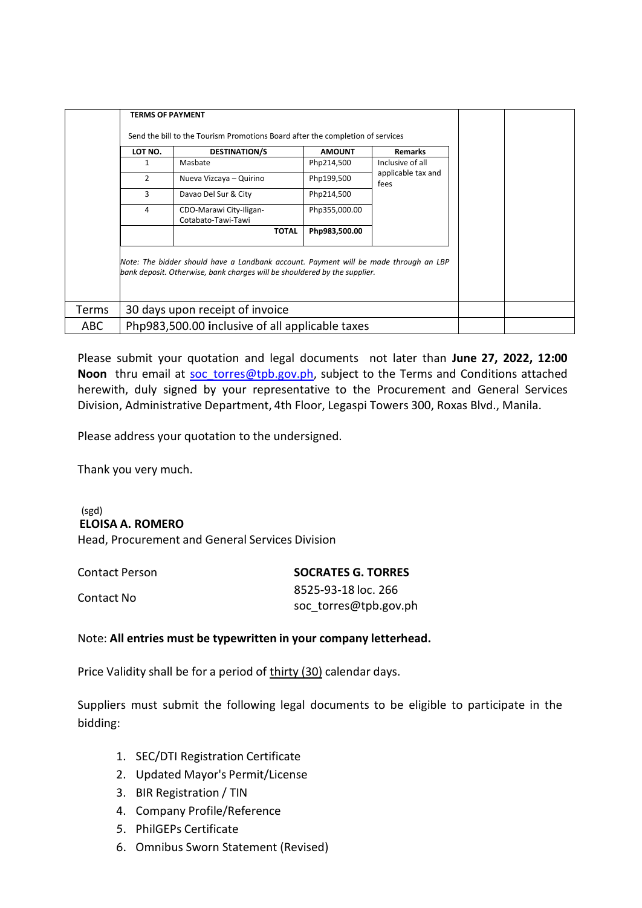| | | | |
|---|---|---|---|
| | **TERMS OF PAYMENT**<br><br>Send the bill to the Tourism Promotions Board after the completion of services | | |
| Terms | 30 days upon receipt of invoice | | |
| ABC | Php983,500.00 **i**nclusive of all applicable taxes | | |

| LOT NO. | DESTINATION/S | AMOUNT | Remarks |
|---|---|---|---|
| 1 | Masbate | Php214,500 | Inclusive of all applicable tax and fees |
| 2 | Nueva Vizcaya – Quirino | Php199,500 | |
| 3 | Davao Del Sur & City | Php214,500 | |
| 4 | CDO-Marawi City-Iligan-Cotabato-Tawi-Tawi | Php355,000.00 | |
| | **TOTAL** | **Php983,500.00** | |

*Note: The bidder should have a Landbank account. Payment will be made through an LBP bank deposit. Otherwise, bank charges will be shouldered by the supplier.*

Please submit your quotation and legal documents not later than **June 27, 2022, 12:00 Noon** thru email at soc_torres@tpb.gov.ph, subject to the Terms and Conditions attached herewith, duly signed by your representative to the Procurement and General Services Division, Administrative Department, 4th Floor, Legaspi Towers 300, Roxas Blvd., Manila.

Please address your quotation to the undersigned.

Thank you very much.

(sgd)
**ELOISA A. ROMERO**
Head, Procurement and General Services Division

Contact Person: **SOCRATES G. TORRES**

Contact No: 8525-93-18 loc. 266
soc_torres@tpb.gov.ph

Note: **All entries must be typewritten in your company letterhead.**

Price Validity shall be for a period of thirty (30) calendar days.

Suppliers must submit the following legal documents to be eligible to participate in the bidding:

1. SEC/DTI Registration Certificate
2. Updated Mayor's Permit/License
3. BIR Registration / TIN
4. Company Profile/Reference
5. PhilGEPs Certificate
6. Omnibus Sworn Statement (Revised)